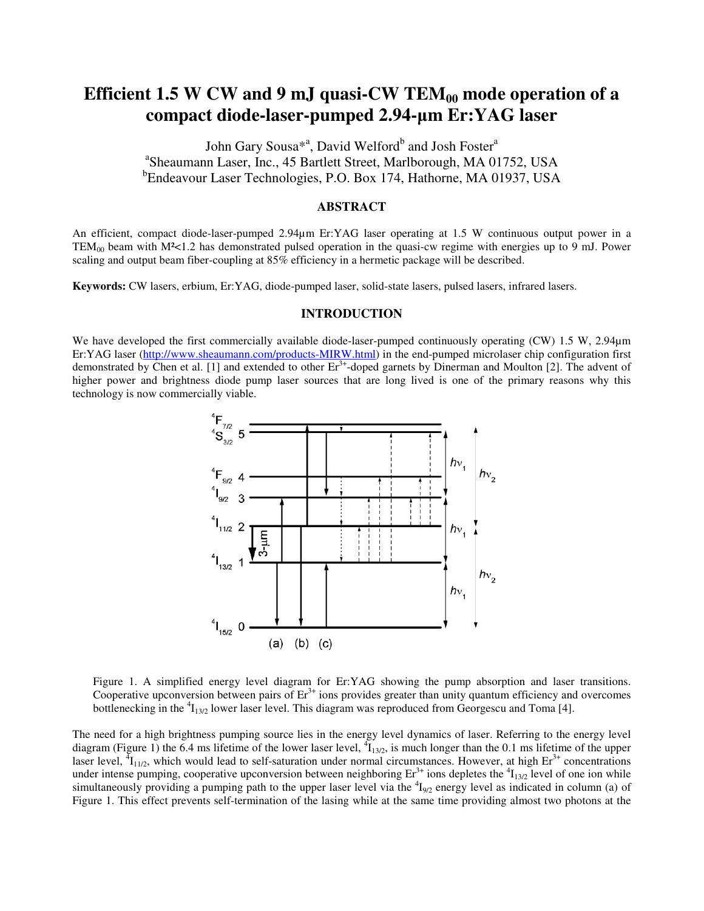# Efficient 1.5 W CW and 9 mJ quasi-CW $TEM_{00}$ mode operation of a compact diode-laser-pumped 2.94-µm Er:YAG laser

John Gary Sousa*[a], David Welford[b] and Josh Foster[a]

[a]Sheaumann Laser, Inc., 45 Bartlett Street, Marlborough, MA 01752, USA

[b]Endeavour Laser Technologies, P.O. Box 174, Hathorne, MA 01937, USA

## ABSTRACT

An efficient, compact diode-laser-pumped 2.94µm Er:YAG laser operating at 1.5 W continuous output power in a $TEM_{00}$ beam with $M^2$<1.2 has demonstrated pulsed operation in the quasi-cw regime with energies up to 9 mJ. Power scaling and output beam fiber-coupling at 85% efficiency in a hermetic package will be described.

**Keywords:** CW lasers, erbium, Er:YAG, diode-pumped laser, solid-state lasers, pulsed lasers, infrared lasers.

## INTRODUCTION

We have developed the first commercially available diode-laser-pumped continuously operating (CW) 1.5 W, 2.94µm Er:YAG laser (http://www.sheaumann.com/products-MIRW.html) in the end-pumped microlaser chip configuration first demonstrated by Chen et al. [1] and extended to other $Er^{3+}$-doped garnets by Dinerman and Moulton [2]. The advent of higher power and brightness diode pump laser sources that are long lived is one of the primary reasons why this technology is now commercially viable.

Figure 1. A simplified energy level diagram for Er:YAG showing the pump absorption and laser transitions. Cooperative upconversion between pairs of $Er^{3+}$ ions provides greater than unity quantum efficiency and overcomes bottlenecking in the $^4I_{13/2}$ lower laser level. This diagram was reproduced from Georgescu and Toma [4].

The need for a high brightness pumping source lies in the energy level dynamics of laser. Referring to the energy level diagram (Figure 1) the 6.4 ms lifetime of the lower laser level, $^4I_{13/2}$, is much longer than the 0.1 ms lifetime of the upper laser level, $^4I_{11/2}$, which would lead to self-saturation under normal circumstances. However, at high $Er^{3+}$ concentrations under intense pumping, cooperative upconversion between neighboring $Er^{3+}$ ions depletes the $^4I_{13/2}$ level of one ion while simultaneously providing a pumping path to the upper laser level via the $^4I_{9/2}$ energy level as indicated in column (a) of Figure 1. This effect prevents self-termination of the lasing while at the same time providing almost two photons at the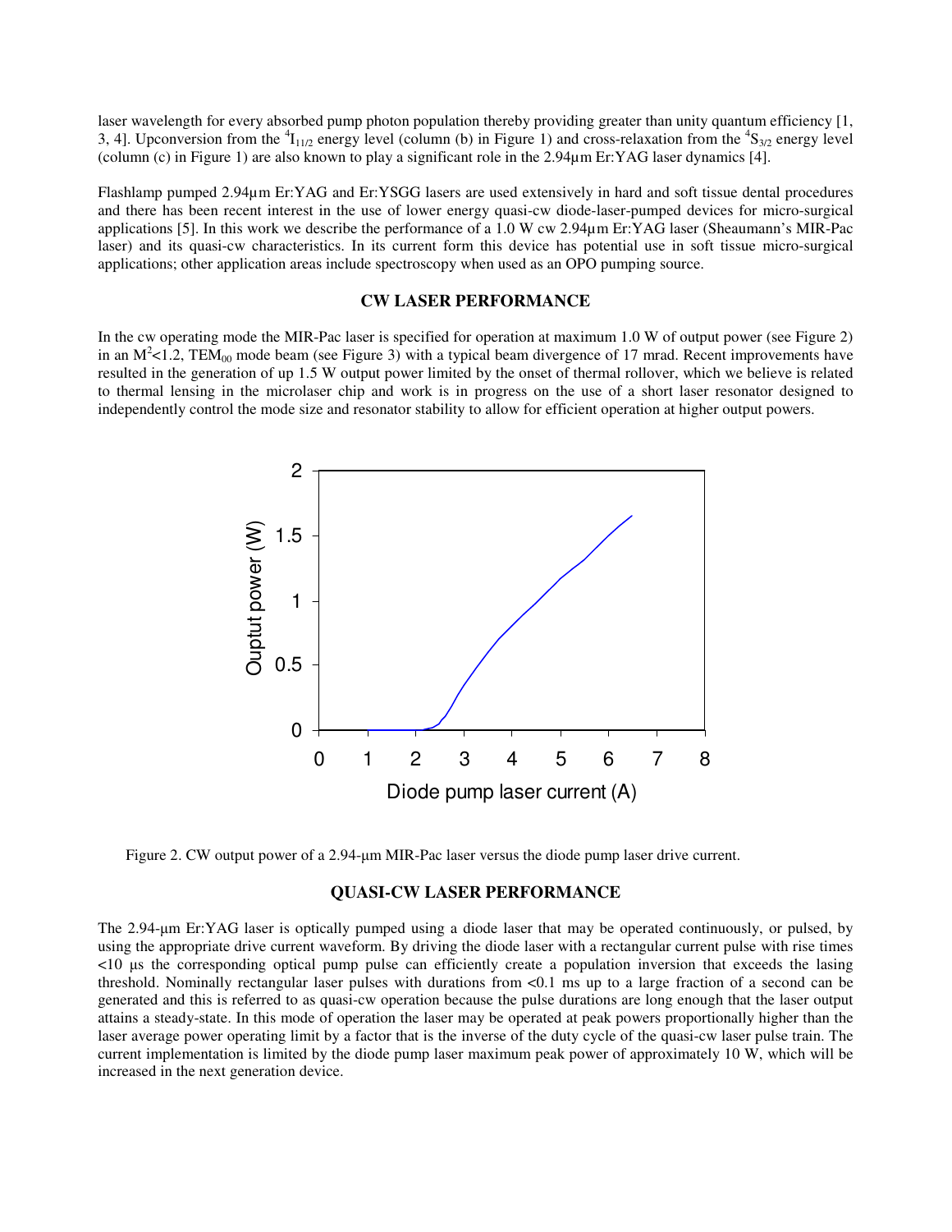laser wavelength for every absorbed pump photon population thereby providing greater than unity quantum efficiency [1, 3, 4]. Upconversion from the $^4I_{11/2}$ energy level (column (b) in Figure 1) and cross-relaxation from the $^4S_{3/2}$ energy level (column (c) in Figure 1) are also known to play a significant role in the 2.94µm Er:YAG laser dynamics [4].

Flashlamp pumped 2.94µm Er:YAG and Er:YSGG lasers are used extensively in hard and soft tissue dental procedures and there has been recent interest in the use of lower energy quasi-cw diode-laser-pumped devices for micro-surgical applications [5]. In this work we describe the performance of a 1.0 W cw 2.94µm Er:YAG laser (Sheaumann's MIR-Pac laser) and its quasi-cw characteristics. In its current form this device has potential use in soft tissue micro-surgical applications; other application areas include spectroscopy when used as an OPO pumping source.

## CW LASER PERFORMANCE

In the cw operating mode the MIR-Pac laser is specified for operation at maximum 1.0 W of output power (see Figure 2) in an $M^2$<1.2, $TEM_{00}$ mode beam (see Figure 3) with a typical beam divergence of 17 mrad. Recent improvements have resulted in the generation of up 1.5 W output power limited by the onset of thermal rollover, which we believe is related to thermal lensing in the microlaser chip and work is in progress on the use of a short laser resonator designed to independently control the mode size and resonator stability to allow for efficient operation at higher output powers.

Figure 2. CW output power of a 2.94-µm MIR-Pac laser versus the diode pump laser drive current.

## QUASI-CW LASER PERFORMANCE

The 2.94-µm Er:YAG laser is optically pumped using a diode laser that may be operated continuously, or pulsed, by using the appropriate drive current waveform. By driving the diode laser with a rectangular current pulse with rise times <10 µs the corresponding optical pump pulse can efficiently create a population inversion that exceeds the lasing threshold. Nominally rectangular laser pulses with durations from <0.1 ms up to a large fraction of a second can be generated and this is referred to as quasi-cw operation because the pulse durations are long enough that the laser output attains a steady-state. In this mode of operation the laser may be operated at peak powers proportionally higher than the laser average power operating limit by a factor that is the inverse of the duty cycle of the quasi-cw laser pulse train. The current implementation is limited by the diode pump laser maximum peak power of approximately 10 W, which will be increased in the next generation device.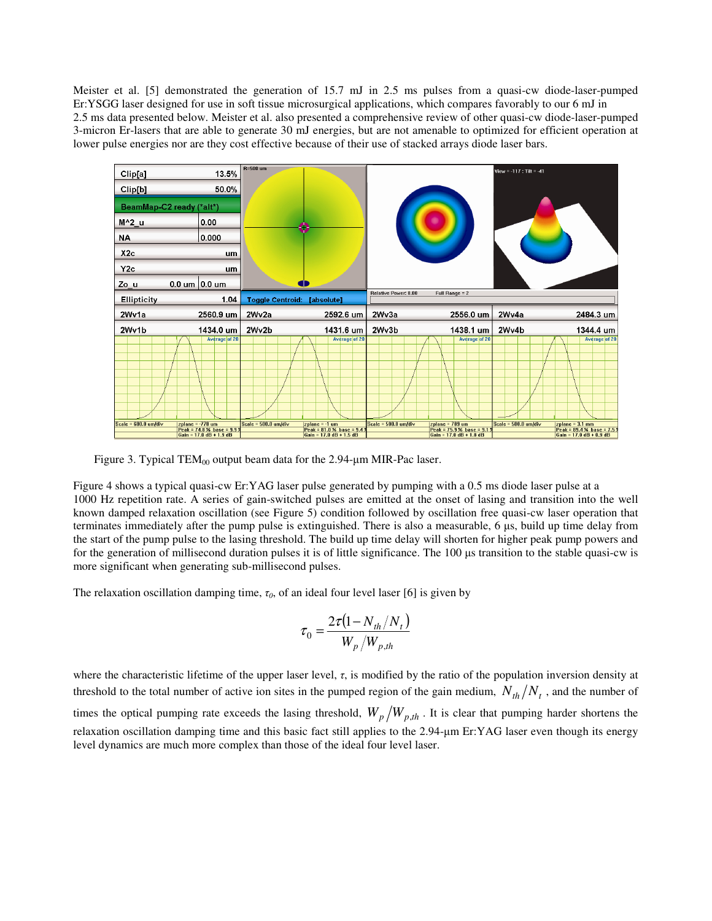Meister et al. [5] demonstrated the generation of 15.7 mJ in 2.5 ms pulses from a quasi-cw diode-laser-pumped Er:YSGG laser designed for use in soft tissue microsurgical applications, which compares favorably to our 6 mJ in 2.5 ms data presented below. Meister et al. also presented a comprehensive review of other quasi-cw diode-laser-pumped 3-micron Er-lasers that are able to generate 30 mJ energies, but are not amenable to optimized for efficient operation at lower pulse energies nor are they cost effective because of their use of stacked arrays diode laser bars.

Figure 3. Typical $TEM_{00}$ output beam data for the 2.94-µm MIR-Pac laser.

Figure 4 shows a typical quasi-cw Er:YAG laser pulse generated by pumping with a 0.5 ms diode laser pulse at a 1000 Hz repetition rate. A series of gain-switched pulses are emitted at the onset of lasing and transition into the well known damped relaxation oscillation (see Figure 5) condition followed by oscillation free quasi-cw laser operation that terminates immediately after the pump pulse is extinguished. There is also a measurable, 6 µs, build up time delay from the start of the pump pulse to the lasing threshold. The build up time delay will shorten for higher peak pump powers and for the generation of millisecond duration pulses it is of little significance. The 100 µs transition to the stable quasi-cw is more significant when generating sub-millisecond pulses.

The relaxation oscillation damping time, $\tau_0$, of an ideal four level laser [6] is given by

$$\tau_0 = \frac{2\tau\left(1 - N_{th}/N_t\right)}{W_p/W_{p,th}}$$

where the characteristic lifetime of the upper laser level, $\tau$, is modified by the ratio of the population inversion density at threshold to the total number of active ion sites in the pumped region of the gain medium, $N_{th}/N_t$, and the number of times the optical pumping rate exceeds the lasing threshold, $W_p/W_{p,th}$. It is clear that pumping harder shortens the relaxation oscillation damping time and this basic fact still applies to the 2.94-µm Er:YAG laser even though its energy level dynamics are much more complex than those of the ideal four level laser.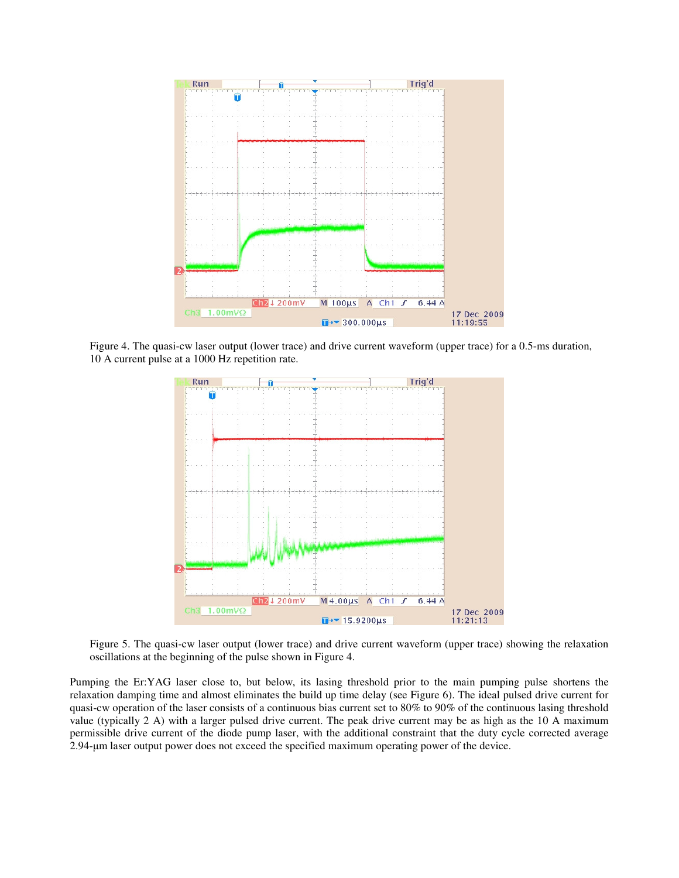Figure 4. The quasi-cw laser output (lower trace) and drive current waveform (upper trace) for a 0.5-ms duration, 10 A current pulse at a 1000 Hz repetition rate.

Figure 5. The quasi-cw laser output (lower trace) and drive current waveform (upper trace) showing the relaxation oscillations at the beginning of the pulse shown in Figure 4.

Pumping the Er:YAG laser close to, but below, its lasing threshold prior to the main pumping pulse shortens the relaxation damping time and almost eliminates the build up time delay (see Figure 6). The ideal pulsed drive current for quasi-cw operation of the laser consists of a continuous bias current set to 80% to 90% of the continuous lasing threshold value (typically 2 A) with a larger pulsed drive current. The peak drive current may be as high as the 10 A maximum permissible drive current of the diode pump laser, with the additional constraint that the duty cycle corrected average 2.94-µm laser output power does not exceed the specified maximum operating power of the device.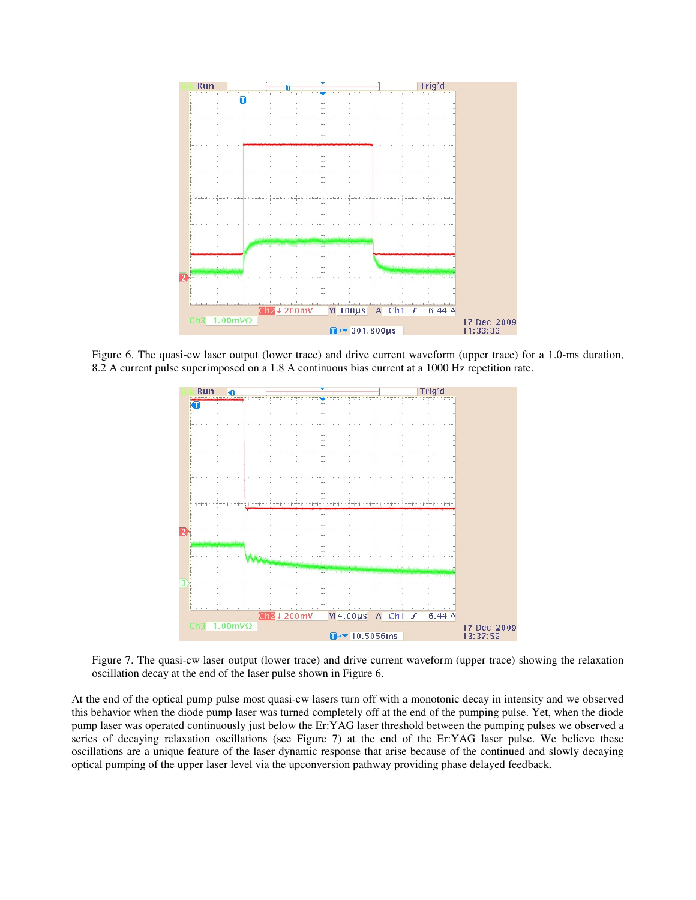Figure 6. The quasi-cw laser output (lower trace) and drive current waveform (upper trace) for a 1.0-ms duration, 8.2 A current pulse superimposed on a 1.8 A continuous bias current at a 1000 Hz repetition rate.

Figure 7. The quasi-cw laser output (lower trace) and drive current waveform (upper trace) showing the relaxation oscillation decay at the end of the laser pulse shown in Figure 6.

At the end of the optical pump pulse most quasi-cw lasers turn off with a monotonic decay in intensity and we observed this behavior when the diode pump laser was turned completely off at the end of the pumping pulse. Yet, when the diode pump laser was operated continuously just below the Er:YAG laser threshold between the pumping pulses we observed a series of decaying relaxation oscillations (see Figure 7) at the end of the Er:YAG laser pulse. We believe these oscillations are a unique feature of the laser dynamic response that arise because of the continued and slowly decaying optical pumping of the upper laser level via the upconversion pathway providing phase delayed feedback.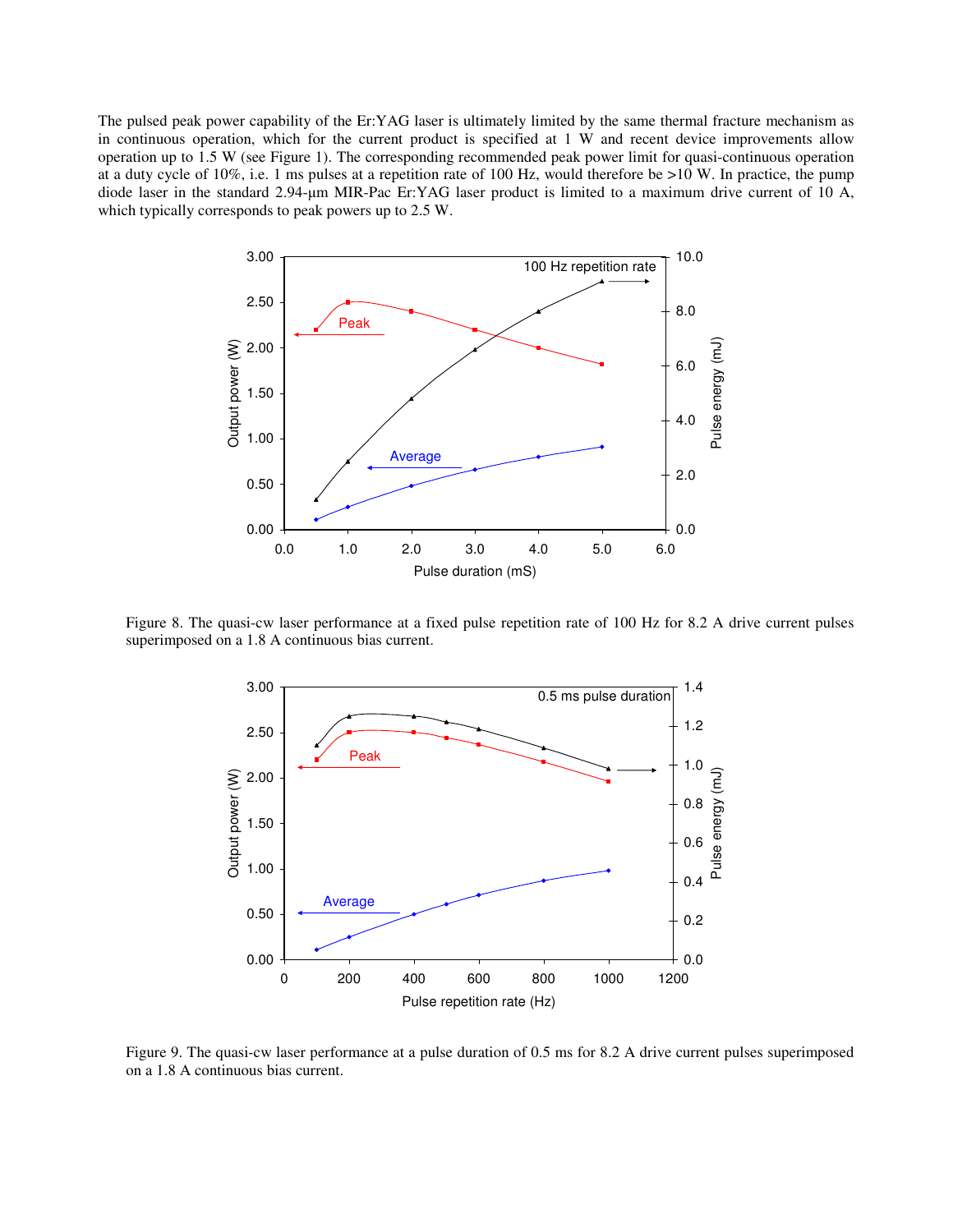The pulsed peak power capability of the Er:YAG laser is ultimately limited by the same thermal fracture mechanism as in continuous operation, which for the current product is specified at 1 W and recent device improvements allow operation up to 1.5 W (see Figure 1). The corresponding recommended peak power limit for quasi-continuous operation at a duty cycle of 10%, i.e. 1 ms pulses at a repetition rate of 100 Hz, would therefore be >10 W. In practice, the pump diode laser in the standard 2.94-µm MIR-Pac Er:YAG laser product is limited to a maximum drive current of 10 A, which typically corresponds to peak powers up to 2.5 W.

Figure 8. The quasi-cw laser performance at a fixed pulse repetition rate of 100 Hz for 8.2 A drive current pulses superimposed on a 1.8 A continuous bias current.

Figure 9. The quasi-cw laser performance at a pulse duration of 0.5 ms for 8.2 A drive current pulses superimposed on a 1.8 A continuous bias current.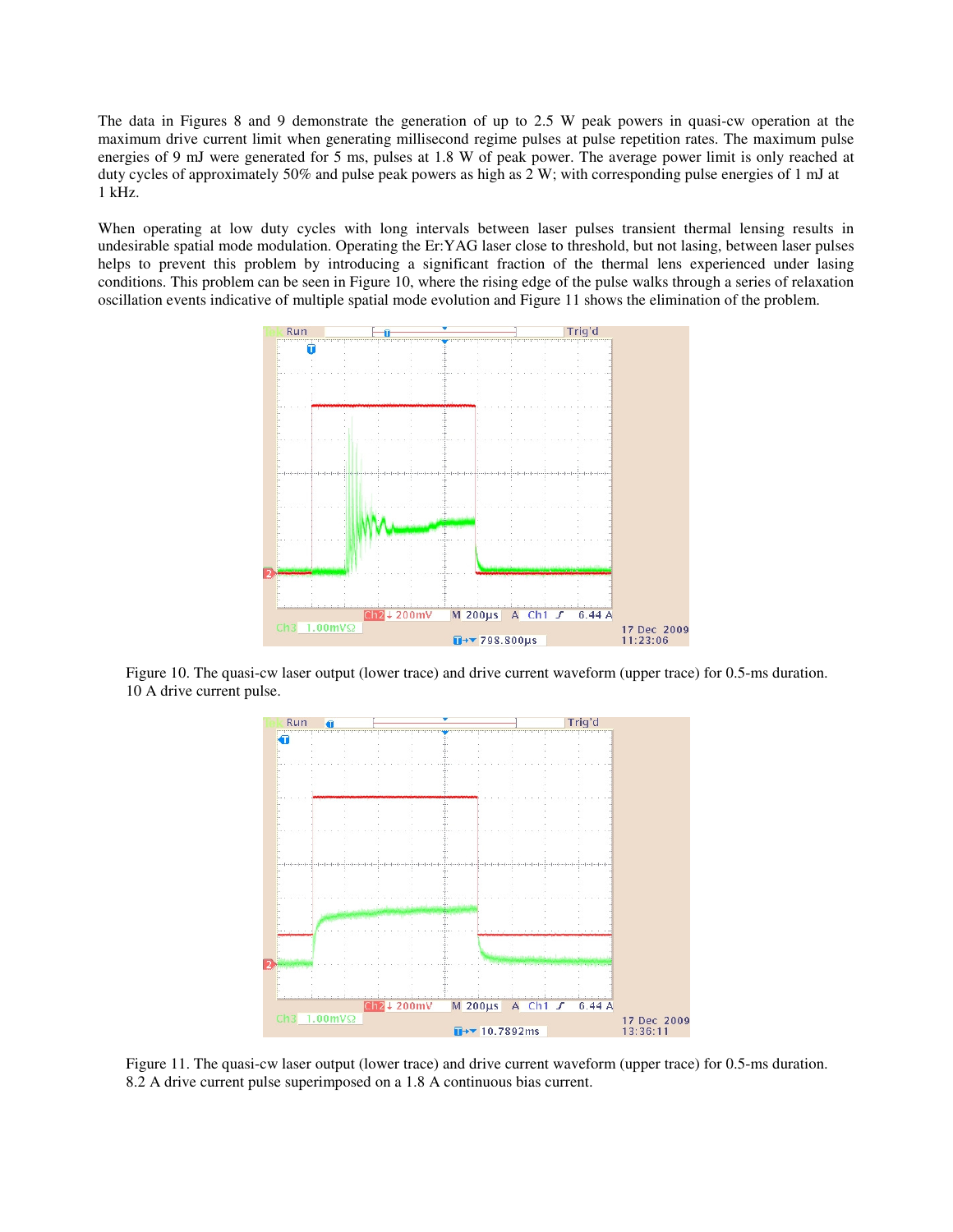The data in Figures 8 and 9 demonstrate the generation of up to 2.5 W peak powers in quasi-cw operation at the maximum drive current limit when generating millisecond regime pulses at pulse repetition rates. The maximum pulse energies of 9 mJ were generated for 5 ms, pulses at 1.8 W of peak power. The average power limit is only reached at duty cycles of approximately 50% and pulse peak powers as high as 2 W; with corresponding pulse energies of 1 mJ at 1 kHz.

When operating at low duty cycles with long intervals between laser pulses transient thermal lensing results in undesirable spatial mode modulation. Operating the Er:YAG laser close to threshold, but not lasing, between laser pulses helps to prevent this problem by introducing a significant fraction of the thermal lens experienced under lasing conditions. This problem can be seen in Figure 10, where the rising edge of the pulse walks through a series of relaxation oscillation events indicative of multiple spatial mode evolution and Figure 11 shows the elimination of the problem.

Figure 10. The quasi-cw laser output (lower trace) and drive current waveform (upper trace) for 0.5-ms duration. 10 A drive current pulse.

Figure 11. The quasi-cw laser output (lower trace) and drive current waveform (upper trace) for 0.5-ms duration. 8.2 A drive current pulse superimposed on a 1.8 A continuous bias current.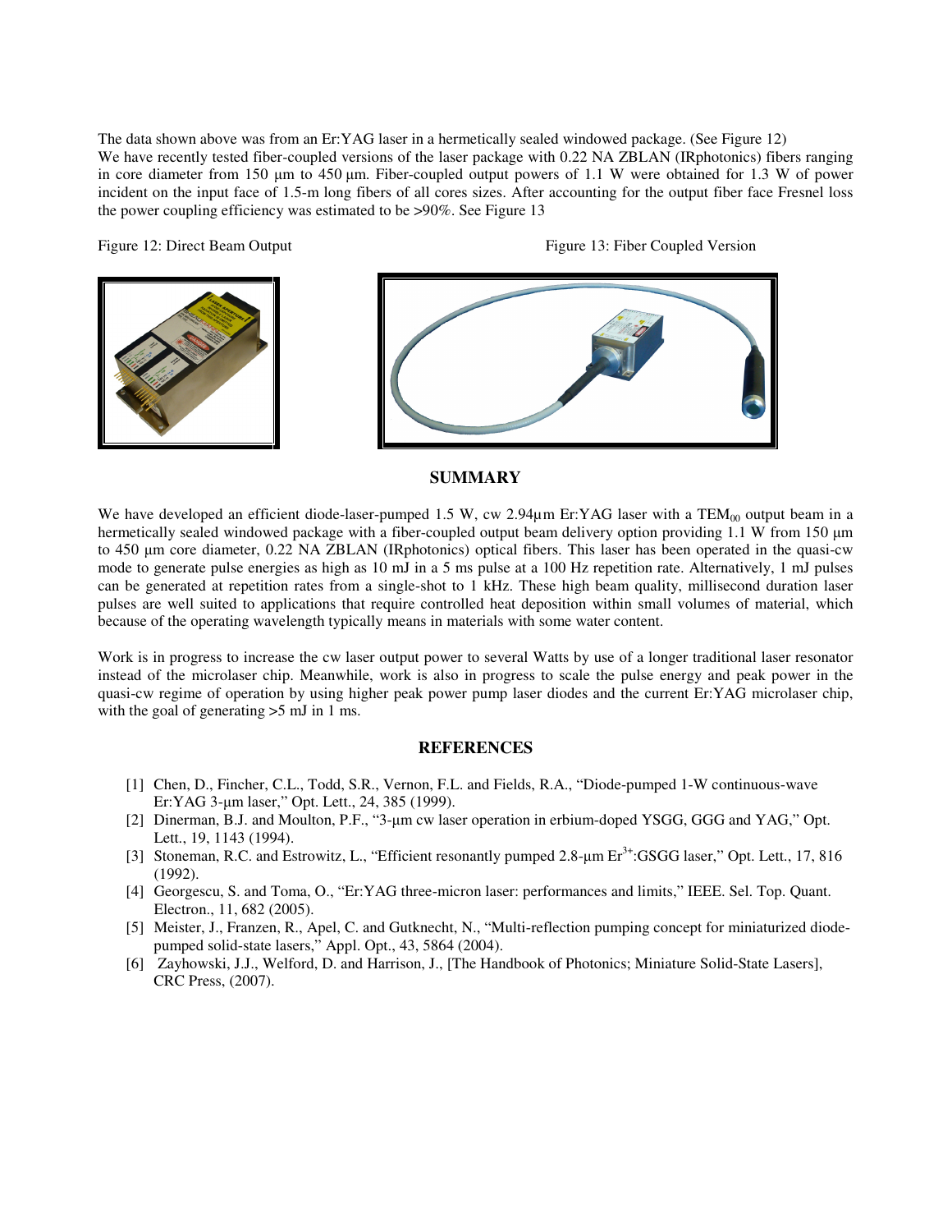The data shown above was from an Er:YAG laser in a hermetically sealed windowed package. (See Figure 12)
We have recently tested fiber-coupled versions of the laser package with 0.22 NA ZBLAN (IRphotonics) fibers ranging in core diameter from 150 µm to 450 µm. Fiber-coupled output powers of 1.1 W were obtained for 1.3 W of power incident on the input face of 1.5-m long fibers of all cores sizes. After accounting for the output fiber face Fresnel loss the power coupling efficiency was estimated to be >90%. See Figure 13

Figure 12: Direct Beam Output

Figure 13: Fiber Coupled Version

## SUMMARY

We have developed an efficient diode-laser-pumped 1.5 W, cw 2.94µm Er:YAG laser with a $TEM_{00}$ output beam in a hermetically sealed windowed package with a fiber-coupled output beam delivery option providing 1.1 W from 150 µm to 450 µm core diameter, 0.22 NA ZBLAN (IRphotonics) optical fibers. This laser has been operated in the quasi-cw mode to generate pulse energies as high as 10 mJ in a 5 ms pulse at a 100 Hz repetition rate. Alternatively, 1 mJ pulses can be generated at repetition rates from a single-shot to 1 kHz. These high beam quality, millisecond duration laser pulses are well suited to applications that require controlled heat deposition within small volumes of material, which because of the operating wavelength typically means in materials with some water content.

Work is in progress to increase the cw laser output power to several Watts by use of a longer traditional laser resonator instead of the microlaser chip. Meanwhile, work is also in progress to scale the pulse energy and peak power in the quasi-cw regime of operation by using higher peak power pump laser diodes and the current Er:YAG microlaser chip, with the goal of generating >5 mJ in 1 ms.

## REFERENCES

[1] Chen, D., Fincher, C.L., Todd, S.R., Vernon, F.L. and Fields, R.A., "Diode-pumped 1-W continuous-wave Er:YAG 3-µm laser," Opt. Lett., 24, 385 (1999).

[2] Dinerman, B.J. and Moulton, P.F., "3-µm cw laser operation in erbium-doped YSGG, GGG and YAG," Opt. Lett., 19, 1143 (1994).

[3] Stoneman, R.C. and Estrowitz, L., "Efficient resonantly pumped 2.8-µm $Er^{3+}$:GSGG laser," Opt. Lett., 17, 816 (1992).

[4] Georgescu, S. and Toma, O., "Er:YAG three-micron laser: performances and limits," IEEE. Sel. Top. Quant. Electron., 11, 682 (2005).

[5] Meister, J., Franzen, R., Apel, C. and Gutknecht, N., "Multi-reflection pumping concept for miniaturized diode-pumped solid-state lasers," Appl. Opt., 43, 5864 (2004).

[6] Zayhowski, J.J., Welford, D. and Harrison, J., [The Handbook of Photonics; Miniature Solid-State Lasers], CRC Press, (2007).